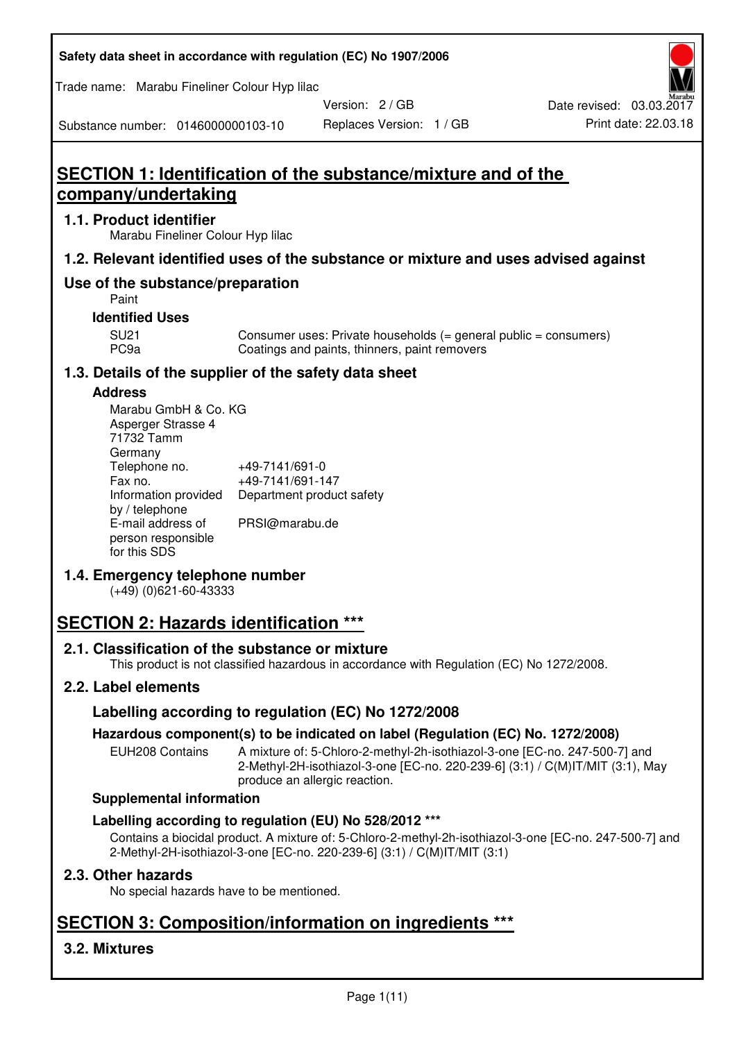# SECTION 1: Identification of the substance/mixture and of the company/undertaking

## 1.1. Product identifier

Marabu Fineliner Colour Hyp lilac

## 1.2. Relevant identified uses of the substance or mixture and uses advised against

## Use of the substance/preparation

Paint

### Identified Uses

| | |
|---|---|
| SU21 | Consumer uses: Private households (= general public = consumers) |
| PC9a | Coatings and paints, thinners, paint removers |

## 1.3. Details of the supplier of the safety data sheet

### Address

Marabu GmbH & Co. KG
Asperger Strasse 4
71732 Tamm
Germany

| | |
|---|---|
| Telephone no. | +49-7141/691-0 |
| Fax no. | +49-7141/691-147 |
| Information provided by / telephone | Department product safety |
| E-mail address of person responsible for this SDS | PRSI@marabu.de |

## 1.4. Emergency telephone number

(+49) (0)621-60-43333

# SECTION 2: Hazards identification ***

## 2.1. Classification of the substance or mixture

This product is not classified hazardous in accordance with Regulation (EC) No 1272/2008.

## 2.2. Label elements

### Labelling according to regulation (EC) No 1272/2008

### Hazardous component(s) to be indicated on label (Regulation (EC) No. 1272/2008)

| | |
|---|---|
| EUH208 Contains | A mixture of: 5-Chloro-2-methyl-2h-isothiazol-3-one [EC-no. 247-500-7] and 2-Methyl-2H-isothiazol-3-one [EC-no. 220-239-6] (3:1) / C(M)IT/MIT (3:1), May produce an allergic reaction. |

### Supplemental information

### Labelling according to regulation (EU) No 528/2012 ***

Contains a biocidal product. A mixture of: 5-Chloro-2-methyl-2h-isothiazol-3-one [EC-no. 247-500-7] and 2-Methyl-2H-isothiazol-3-one [EC-no. 220-239-6] (3:1) / C(M)IT/MIT (3:1)

## 2.3. Other hazards

No special hazards have to be mentioned.

# SECTION 3: Composition/information on ingredients ***

## 3.2. Mixtures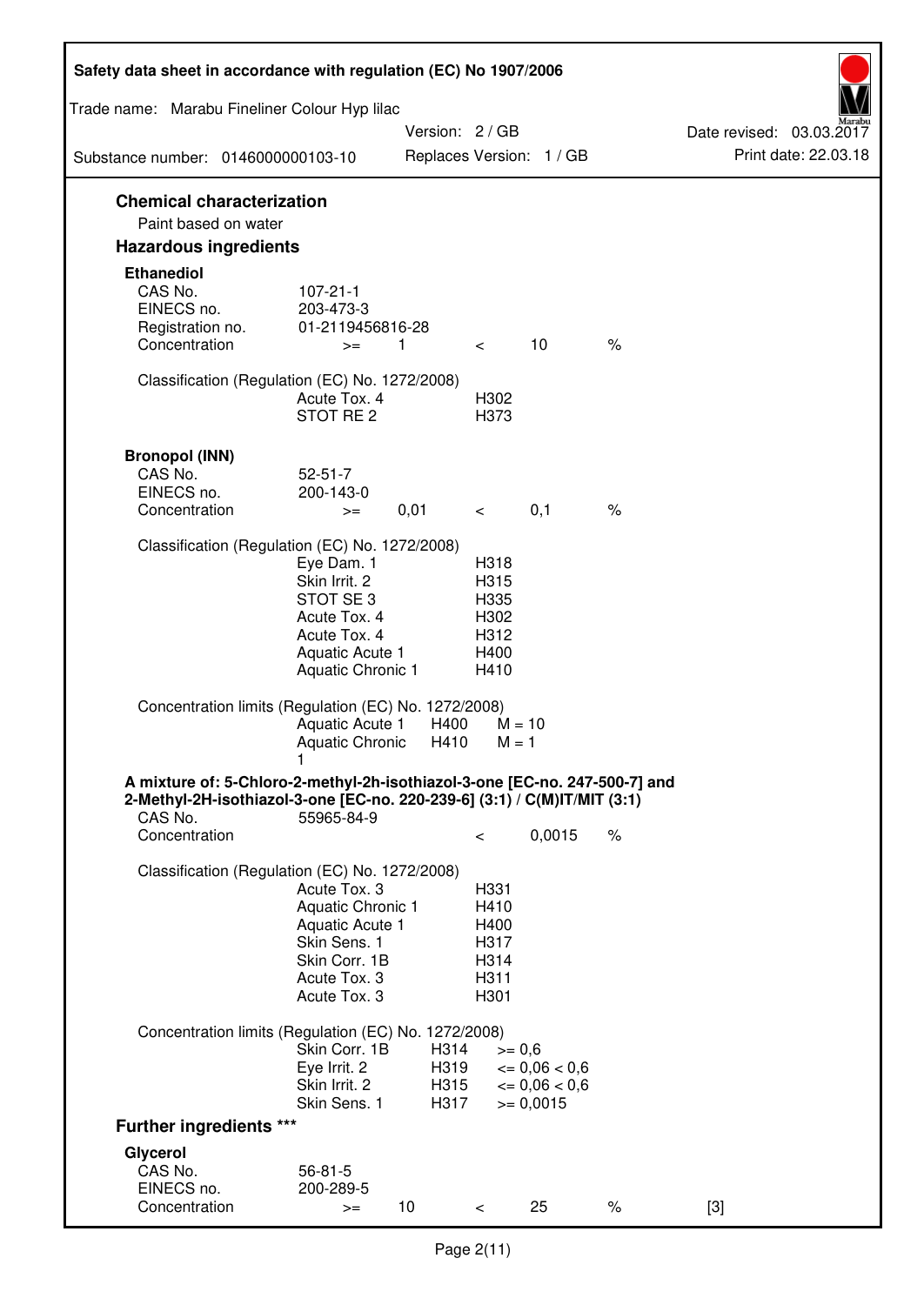## Chemical characterization

Paint based on water

## Hazardous ingredients

### Ethanediol

| | | | | | |
|---|---|---|---|---|---|
| CAS No. | 107-21-1 | | | | |
| EINECS no. | 203-473-3 | | | | |
| Registration no. | 01-2119456816-28 | | | | |
| Concentration | >= | 1 | < | 10 | % |

Classification (Regulation (EC) No. 1272/2008)

| | |
|---|---|
| Acute Tox. 4 | H302 |
| STOT RE 2 | H373 |

### Bronopol (INN)

| | | | | | |
|---|---|---|---|---|---|
| CAS No. | 52-51-7 | | | | |
| EINECS no. | 200-143-0 | | | | |
| Concentration | >= | 0,01 | < | 0,1 | % |

Classification (Regulation (EC) No. 1272/2008)

| | |
|---|---|
| Eye Dam. 1 | H318 |
| Skin Irrit. 2 | H315 |
| STOT SE 3 | H335 |
| Acute Tox. 4 | H302 |
| Acute Tox. 4 | H312 |
| Aquatic Acute 1 | H400 |
| Aquatic Chronic 1 | H410 |

Concentration limits (Regulation (EC) No. 1272/2008)

| | | |
|---|---|---|
| Aquatic Acute 1 | H400 | M = 10 |
| Aquatic Chronic 1 | H410 | M = 1 |

### A mixture of: 5-Chloro-2-methyl-2h-isothiazol-3-one [EC-no. 247-500-7] and 2-Methyl-2H-isothiazol-3-one [EC-no. 220-239-6] (3:1) / C(M)IT/MIT (3:1)

| | | | | |
|---|---|---|---|---|
| CAS No. | 55965-84-9 | | | |
| Concentration | | < | 0,0015 | % |

Classification (Regulation (EC) No. 1272/2008)

| | |
|---|---|
| Acute Tox. 3 | H331 |
| Aquatic Chronic 1 | H410 |
| Aquatic Acute 1 | H400 |
| Skin Sens. 1 | H317 |
| Skin Corr. 1B | H314 |
| Acute Tox. 3 | H311 |
| Acute Tox. 3 | H301 |

Concentration limits (Regulation (EC) No. 1272/2008)

| | | |
|---|---|---|
| Skin Corr. 1B | H314 | >= 0,6 |
| Eye Irrit. 2 | H319 | <= 0,06 < 0,6 |
| Skin Irrit. 2 | H315 | <= 0,06 < 0,6 |
| Skin Sens. 1 | H317 | >= 0,0015 |

## Further ingredients ***

### Glycerol

| | | | | | | |
|---|---|---|---|---|---|---|
| CAS No. | 56-81-5 | | | | | |
| EINECS no. | 200-289-5 | | | | | |
| Concentration | >= | 10 | < | 25 | % | [3] |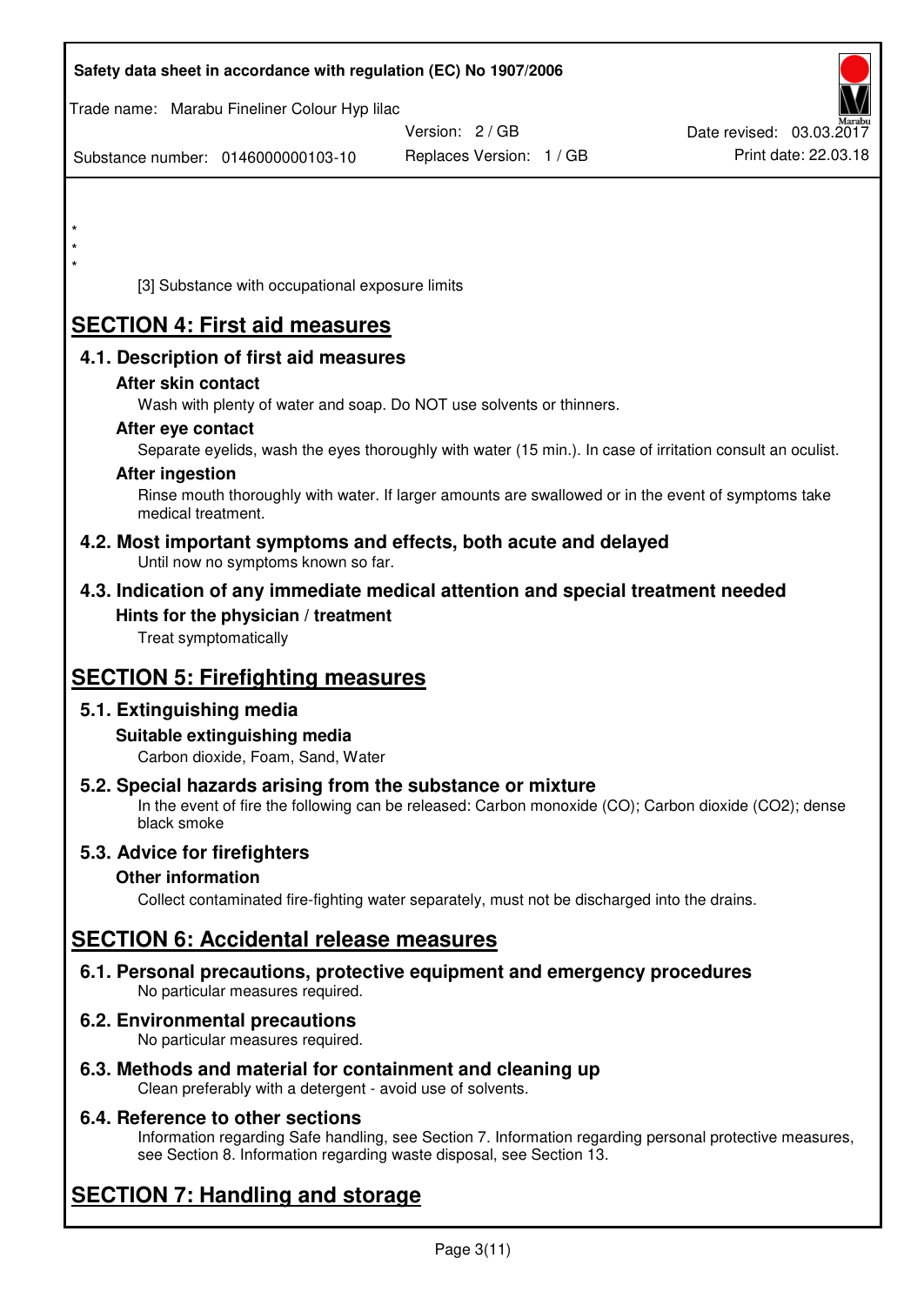*
*
*

[3] Substance with occupational exposure limits

# SECTION 4: First aid measures

## 4.1. Description of first aid measures

### After skin contact

Wash with plenty of water and soap. Do NOT use solvents or thinners.

### After eye contact

Separate eyelids, wash the eyes thoroughly with water (15 min.). In case of irritation consult an oculist.

### After ingestion

Rinse mouth thoroughly with water. If larger amounts are swallowed or in the event of symptoms take medical treatment.

## 4.2. Most important symptoms and effects, both acute and delayed

Until now no symptoms known so far.

## 4.3. Indication of any immediate medical attention and special treatment needed

### Hints for the physician / treatment

Treat symptomatically

# SECTION 5: Firefighting measures

## 5.1. Extinguishing media

### Suitable extinguishing media

Carbon dioxide, Foam, Sand, Water

## 5.2. Special hazards arising from the substance or mixture

In the event of fire the following can be released: Carbon monoxide (CO); Carbon dioxide ($CO_2$); dense black smoke

## 5.3. Advice for firefighters

### Other information

Collect contaminated fire-fighting water separately, must not be discharged into the drains.

# SECTION 6: Accidental release measures

## 6.1. Personal precautions, protective equipment and emergency procedures

No particular measures required.

## 6.2. Environmental precautions

No particular measures required.

## 6.3. Methods and material for containment and cleaning up

Clean preferably with a detergent - avoid use of solvents.

## 6.4. Reference to other sections

Information regarding Safe handling, see Section 7. Information regarding personal protective measures, see Section 8. Information regarding waste disposal, see Section 13.

# SECTION 7: Handling and storage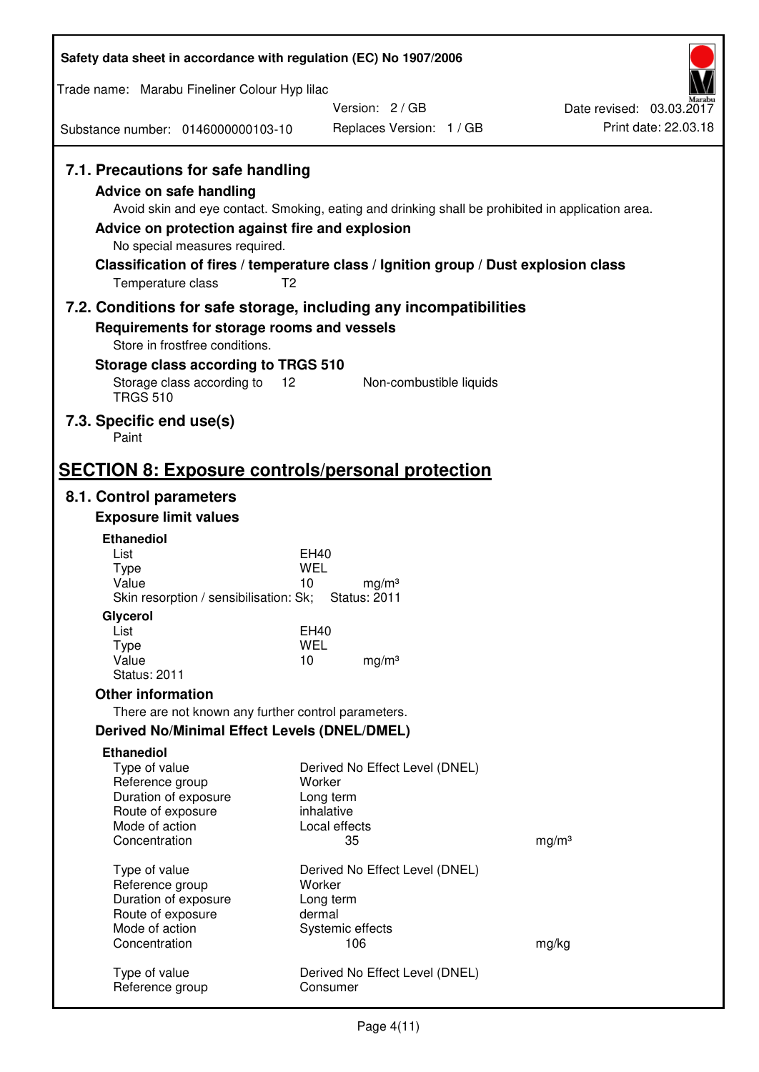## 7.1. Precautions for safe handling

### Advice on safe handling

Avoid skin and eye contact. Smoking, eating and drinking shall be prohibited in application area.

### Advice on protection against fire and explosion

No special measures required.

### Classification of fires / temperature class / Ignition group / Dust explosion class

Temperature class T2

## 7.2. Conditions for safe storage, including any incompatibilities

### Requirements for storage rooms and vessels

Store in frostfree conditions.

### Storage class according to TRGS 510

Storage class according to TRGS 510 12 Non-combustible liquids

## 7.3. Specific end use(s)

Paint

# SECTION 8: Exposure controls/personal protection

## 8.1. Control parameters

### Exposure limit values

**Ethanediol**

| | | |
|---|---|---|
| List | EH40 | |
| Type | WEL | |
| Value | 10 | mg/m³ |

Skin resorption / sensibilisation: Sk; Status: 2011

**Glycerol**

| | | |
|---|---|---|
| List | EH40 | |
| Type | WEL | |
| Value | 10 | mg/m³ |

Status: 2011

### Other information

There are not known any further control parameters.

### Derived No/Minimal Effect Levels (DNEL/DMEL)

**Ethanediol**

| | | |
|---|---|---|
| Type of value | Derived No Effect Level (DNEL) | |
| Reference group | Worker | |
| Duration of exposure | Long term | |
| Route of exposure | inhalative | |
| Mode of action | Local effects | |
| Concentration | 35 | mg/m³ |

| | | |
|---|---|---|
| Type of value | Derived No Effect Level (DNEL) | |
| Reference group | Worker | |
| Duration of exposure | Long term | |
| Route of exposure | dermal | |
| Mode of action | Systemic effects | |
| Concentration | 106 | mg/kg |

| | |
|---|---|
| Type of value | Derived No Effect Level (DNEL) |
| Reference group | Consumer |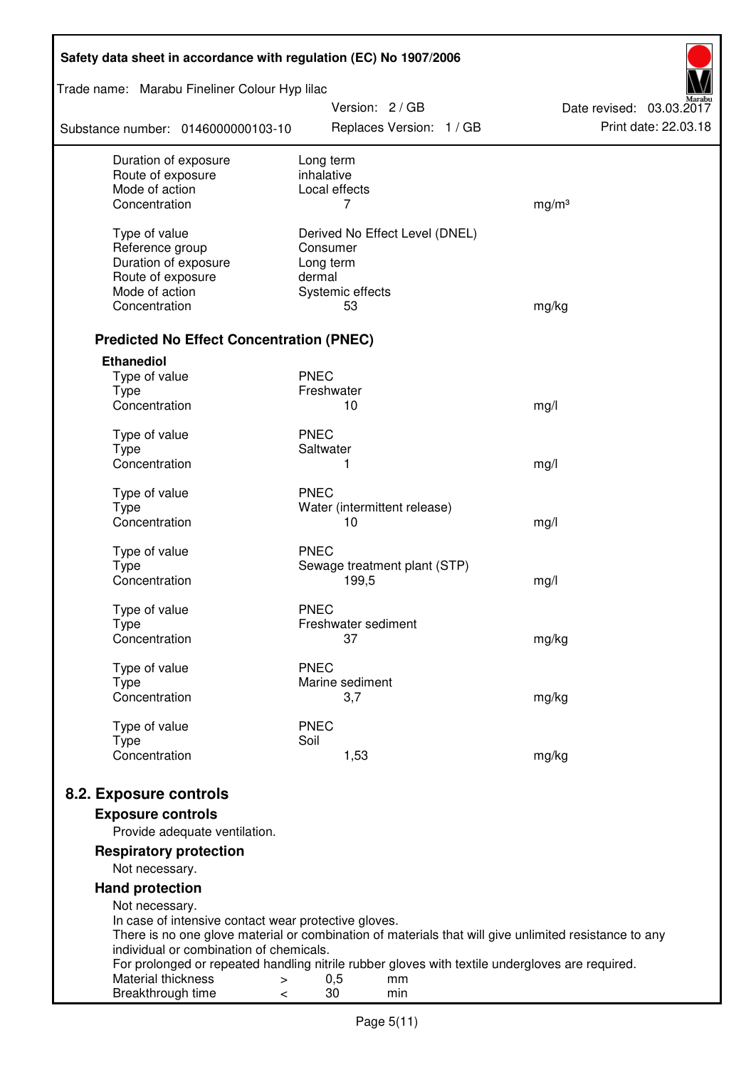| | | |
|---|---|---|
| Duration of exposure | Long term | |
| Route of exposure | inhalative | |
| Mode of action | Local effects | |
| Concentration | 7 | mg/m³ |
| | | |
| Type of value | Derived No Effect Level (DNEL) | |
| Reference group | Consumer | |
| Duration of exposure | Long term | |
| Route of exposure | dermal | |
| Mode of action | Systemic effects | |
| Concentration | 53 | mg/kg |

### Predicted No Effect Concentration (PNEC)

**Ethanediol**

| | | |
|---|---|---|
| Type of value | PNEC | |
| Type | Freshwater | |
| Concentration | 10 | mg/l |
| | | |
| Type of value | PNEC | |
| Type | Saltwater | |
| Concentration | 1 | mg/l |
| | | |
| Type of value | PNEC | |
| Type | Water (intermittent release) | |
| Concentration | 10 | mg/l |
| | | |
| Type of value | PNEC | |
| Type | Sewage treatment plant (STP) | |
| Concentration | 199,5 | mg/l |
| | | |
| Type of value | PNEC | |
| Type | Freshwater sediment | |
| Concentration | 37 | mg/kg |
| | | |
| Type of value | PNEC | |
| Type | Marine sediment | |
| Concentration | 3,7 | mg/kg |
| | | |
| Type of value | PNEC | |
| Type | Soil | |
| Concentration | 1,53 | mg/kg |

## 8.2. Exposure controls

### Exposure controls

Provide adequate ventilation.

### Respiratory protection

Not necessary.

### Hand protection

Not necessary.
In case of intensive contact wear protective gloves.
There is no one glove material or combination of materials that will give unlimited resistance to any individual or combination of chemicals.
For prolonged or repeated handling nitrile rubber gloves with textile undergloves are required.

| | | | |
|---|---|---|---|
| Material thickness | > | 0,5 | mm |
| Breakthrough time | < | 30 | min |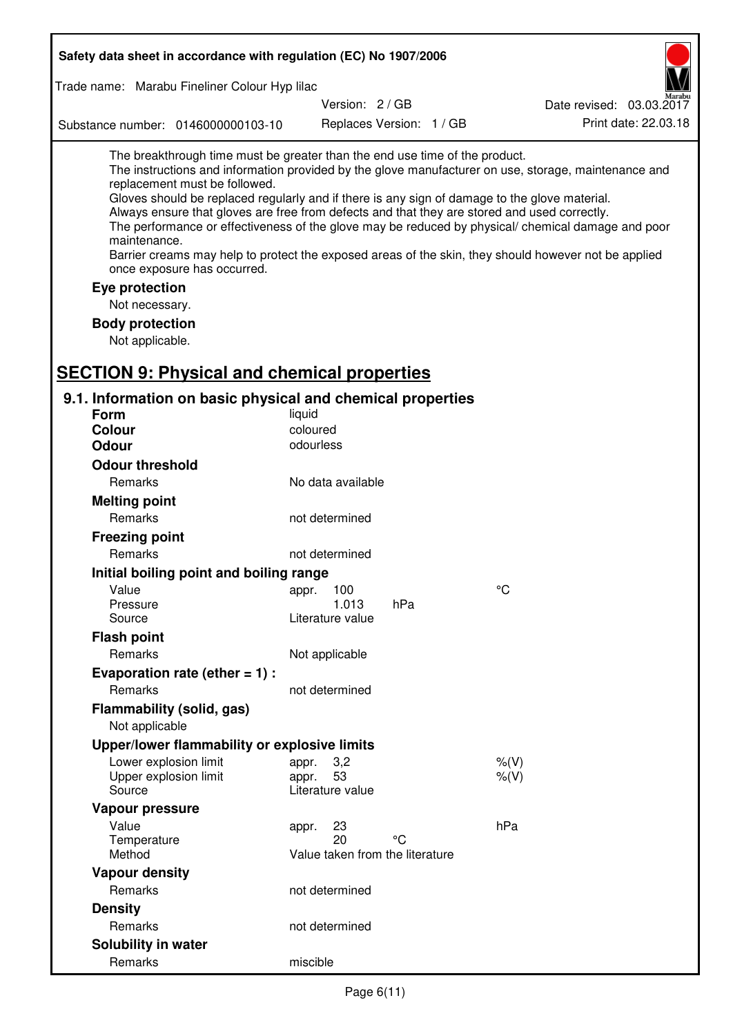The breakthrough time must be greater than the end use time of the product.
The instructions and information provided by the glove manufacturer on use, storage, maintenance and replacement must be followed.
Gloves should be replaced regularly and if there is any sign of damage to the glove material.
Always ensure that gloves are free from defects and that they are stored and used correctly.
The performance or effectiveness of the glove may be reduced by physical/ chemical damage and poor maintenance.
Barrier creams may help to protect the exposed areas of the skin, they should however not be applied once exposure has occurred.

**Eye protection**

Not necessary.

**Body protection**

Not applicable.

# SECTION 9: Physical and chemical properties

## 9.1. Information on basic physical and chemical properties

| | | | |
|---|---|---|---|
| **Form** | liquid | | |
| **Colour** | coloured | | |
| **Odour** | odourless | | |
| **Odour threshold** | | | |
| Remarks | No data available | | |
| **Melting point** | | | |
| Remarks | not determined | | |
| **Freezing point** | | | |
| Remarks | not determined | | |
| **Initial boiling point and boiling range** | | | |
| Value | appr. 100 | | °C |
| Pressure | 1.013 | hPa | |
| Source | Literature value | | |
| **Flash point** | | | |
| Remarks | Not applicable | | |
| **Evaporation rate (ether = 1) :** | | | |
| Remarks | not determined | | |
| **Flammability (solid, gas)** | | | |
| Not applicable | | | |
| **Upper/lower flammability or explosive limits** | | | |
| Lower explosion limit | appr. 3,2 | | %(V) |
| Upper explosion limit | appr. 53 | | %(V) |
| Source | Literature value | | |
| **Vapour pressure** | | | |
| Value | appr. 23 | | hPa |
| Temperature | 20 | °C | |
| Method | Value taken from the literature | | |
| **Vapour density** | | | |
| Remarks | not determined | | |
| **Density** | | | |
| Remarks | not determined | | |
| **Solubility in water** | | | |
| Remarks | miscible | | |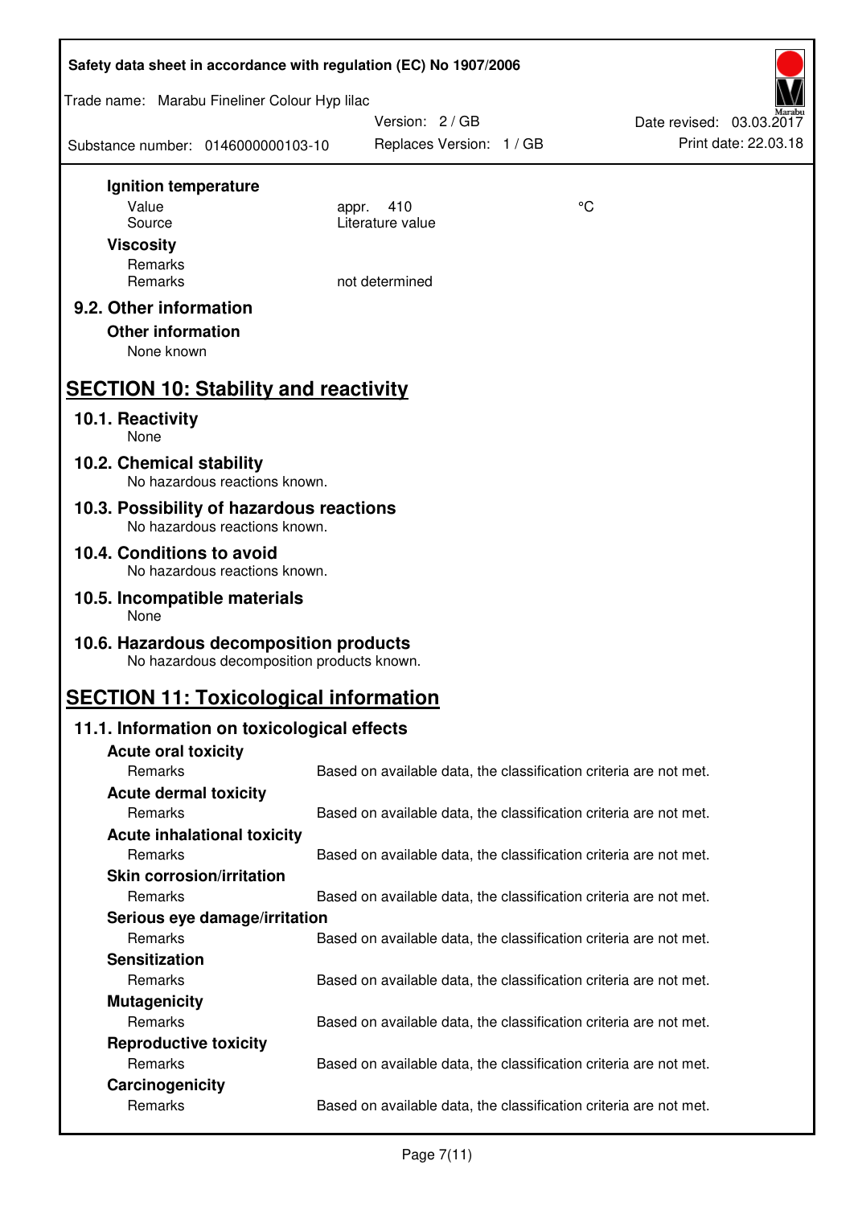**Ignition temperature**

| | | |
|---|---|---|
| Value | appr. 410 | °C |
| Source | Literature value | |

**Viscosity**

| | |
|---|---|
| Remarks | |
| Remarks | not determined |

### 9.2. Other information

**Other information**

None known

## SECTION 10: Stability and reactivity

### 10.1. Reactivity

None

### 10.2. Chemical stability

No hazardous reactions known.

### 10.3. Possibility of hazardous reactions

No hazardous reactions known.

### 10.4. Conditions to avoid

No hazardous reactions known.

### 10.5. Incompatible materials

None

### 10.6. Hazardous decomposition products

No hazardous decomposition products known.

## SECTION 11: Toxicological information

### 11.1. Information on toxicological effects

**Acute oral toxicity**

Remarks: Based on available data, the classification criteria are not met.

**Acute dermal toxicity**

Remarks: Based on available data, the classification criteria are not met.

**Acute inhalational toxicity**

Remarks: Based on available data, the classification criteria are not met.

**Skin corrosion/irritation**

Remarks: Based on available data, the classification criteria are not met.

**Serious eye damage/irritation**

Remarks: Based on available data, the classification criteria are not met.

**Sensitization**

Remarks: Based on available data, the classification criteria are not met.

**Mutagenicity**

Remarks: Based on available data, the classification criteria are not met.

**Reproductive toxicity**

Remarks: Based on available data, the classification criteria are not met.

**Carcinogenicity**

Remarks: Based on available data, the classification criteria are not met.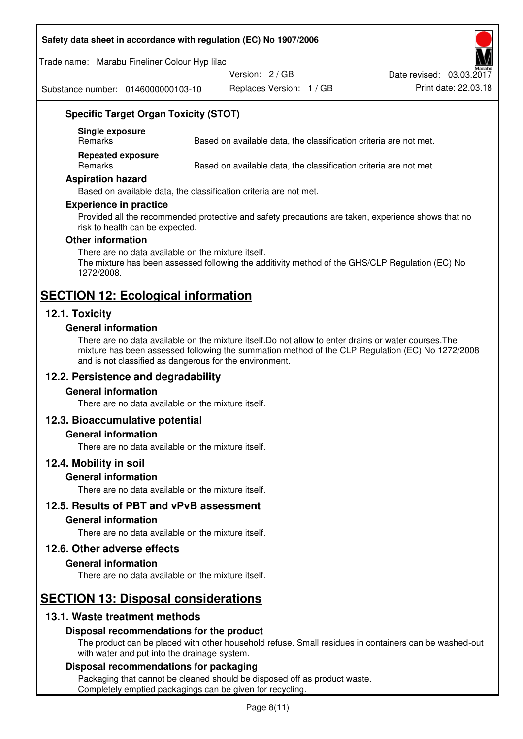### Specific Target Organ Toxicity (STOT)

**Single exposure**

| Remarks | Based on available data, the classification criteria are not met. |
|---|---|

**Repeated exposure**

| Remarks | Based on available data, the classification criteria are not met. |
|---|---|

### Aspiration hazard

Based on available data, the classification criteria are not met.

### Experience in practice

Provided all the recommended protective and safety precautions are taken, experience shows that no risk to health can be expected.

### Other information

There are no data available on the mixture itself.
The mixture has been assessed following the additivity method of the GHS/CLP Regulation (EC) No 1272/2008.

# SECTION 12: Ecological information

## 12.1. Toxicity

### General information

There are no data available on the mixture itself.Do not allow to enter drains or water courses.The mixture has been assessed following the summation method of the CLP Regulation (EC) No 1272/2008 and is not classified as dangerous for the environment.

## 12.2. Persistence and degradability

### General information

There are no data available on the mixture itself.

## 12.3. Bioaccumulative potential

### General information

There are no data available on the mixture itself.

## 12.4. Mobility in soil

### General information

There are no data available on the mixture itself.

## 12.5. Results of PBT and vPvB assessment

### General information

There are no data available on the mixture itself.

## 12.6. Other adverse effects

### General information

There are no data available on the mixture itself.

# SECTION 13: Disposal considerations

## 13.1. Waste treatment methods

### Disposal recommendations for the product

The product can be placed with other household refuse. Small residues in containers can be washed-out with water and put into the drainage system.

### Disposal recommendations for packaging

Packaging that cannot be cleaned should be disposed off as product waste.
Completely emptied packagings can be given for recycling.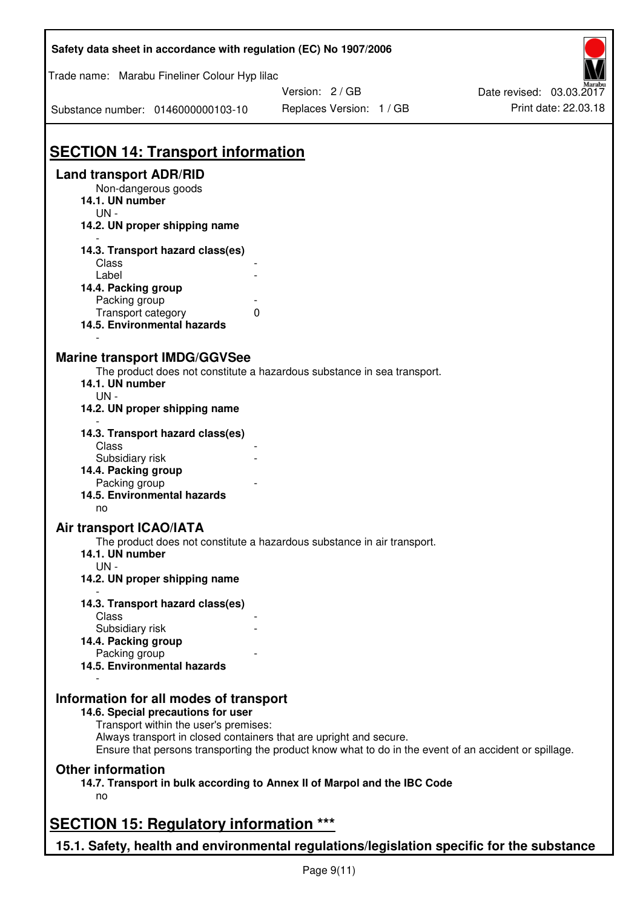## SECTION 14: Transport information

### Land transport ADR/RID

Non-dangerous goods

**14.1. UN number**

UN -

**14.2. UN proper shipping name**

-

**14.3. Transport hazard class(es)**

| | |
|---|---|
| Class | - |
| Label | - |

**14.4. Packing group**

| | |
|---|---|
| Packing group | - |
| Transport category | 0 |

**14.5. Environmental hazards**

-

### Marine transport IMDG/GGVSee

The product does not constitute a hazardous substance in sea transport.

**14.1. UN number**

UN -

**14.2. UN proper shipping name**

-

**14.3. Transport hazard class(es)**

| | |
|---|---|
| Class | - |
| Subsidiary risk | - |

**14.4. Packing group**

| | |
|---|---|
| Packing group | - |

**14.5. Environmental hazards**

no

### Air transport ICAO/IATA

The product does not constitute a hazardous substance in air transport.

**14.1. UN number**

UN -

**14.2. UN proper shipping name**

-

**14.3. Transport hazard class(es)**

| | |
|---|---|
| Class | - |
| Subsidiary risk | - |

**14.4. Packing group**

| | |
|---|---|
| Packing group | - |

**14.5. Environmental hazards**

-

### Information for all modes of transport

**14.6. Special precautions for user**

Transport within the user's premises:
Always transport in closed containers that are upright and secure.
Ensure that persons transporting the product know what to do in the event of an accident or spillage.

### Other information

**14.7. Transport in bulk according to Annex II of Marpol and the IBC Code**

no

## SECTION 15: Regulatory information ***

### 15.1. Safety, health and environmental regulations/legislation specific for the substance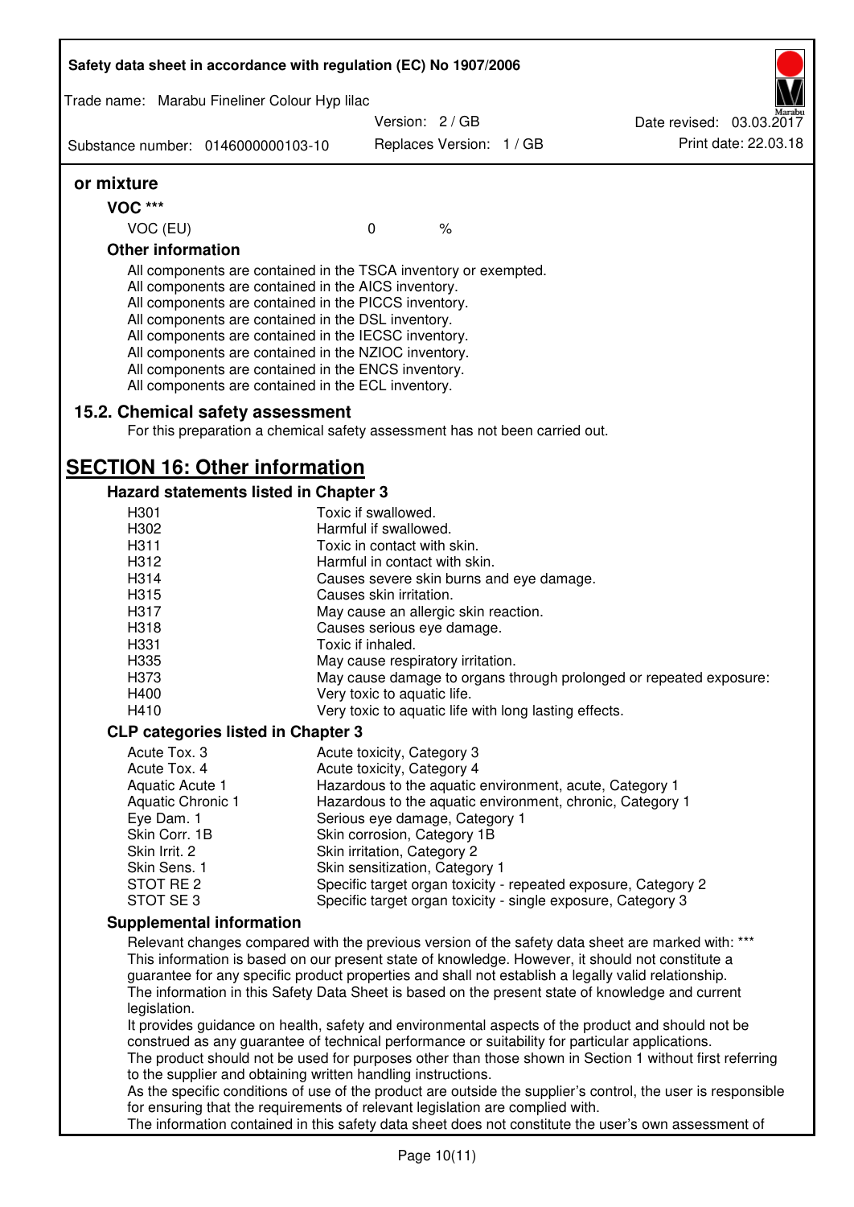## or mixture

### VOC ***

| VOC (EU) | 0 | % |
|---|---|---|

### Other information

All components are contained in the TSCA inventory or exempted.
All components are contained in the AICS inventory.
All components are contained in the PICCS inventory.
All components are contained in the DSL inventory.
All components are contained in the IECSC inventory.
All components are contained in the NZIOC inventory.
All components are contained in the ENCS inventory.
All components are contained in the ECL inventory.

## 15.2. Chemical safety assessment

For this preparation a chemical safety assessment has not been carried out.

# SECTION 16: Other information

### Hazard statements listed in Chapter 3

| | |
|---|---|
| H301 | Toxic if swallowed. |
| H302 | Harmful if swallowed. |
| H311 | Toxic in contact with skin. |
| H312 | Harmful in contact with skin. |
| H314 | Causes severe skin burns and eye damage. |
| H315 | Causes skin irritation. |
| H317 | May cause an allergic skin reaction. |
| H318 | Causes serious eye damage. |
| H331 | Toxic if inhaled. |
| H335 | May cause respiratory irritation. |
| H373 | May cause damage to organs through prolonged or repeated exposure: |
| H400 | Very toxic to aquatic life. |
| H410 | Very toxic to aquatic life with long lasting effects. |

### CLP categories listed in Chapter 3

| | |
|---|---|
| Acute Tox. 3 | Acute toxicity, Category 3 |
| Acute Tox. 4 | Acute toxicity, Category 4 |
| Aquatic Acute 1 | Hazardous to the aquatic environment, acute, Category 1 |
| Aquatic Chronic 1 | Hazardous to the aquatic environment, chronic, Category 1 |
| Eye Dam. 1 | Serious eye damage, Category 1 |
| Skin Corr. 1B | Skin corrosion, Category 1B |
| Skin Irrit. 2 | Skin irritation, Category 2 |
| Skin Sens. 1 | Skin sensitization, Category 1 |
| STOT RE 2 | Specific target organ toxicity - repeated exposure, Category 2 |
| STOT SE 3 | Specific target organ toxicity - single exposure, Category 3 |

### Supplemental information

Relevant changes compared with the previous version of the safety data sheet are marked with: ***
This information is based on our present state of knowledge. However, it should not constitute a guarantee for any specific product properties and shall not establish a legally valid relationship.
The information in this Safety Data Sheet is based on the present state of knowledge and current legislation.
It provides guidance on health, safety and environmental aspects of the product and should not be construed as any guarantee of technical performance or suitability for particular applications.
The product should not be used for purposes other than those shown in Section 1 without first referring to the supplier and obtaining written handling instructions.
As the specific conditions of use of the product are outside the supplier's control, the user is responsible for ensuring that the requirements of relevant legislation are complied with.
The information contained in this safety data sheet does not constitute the user's own assessment of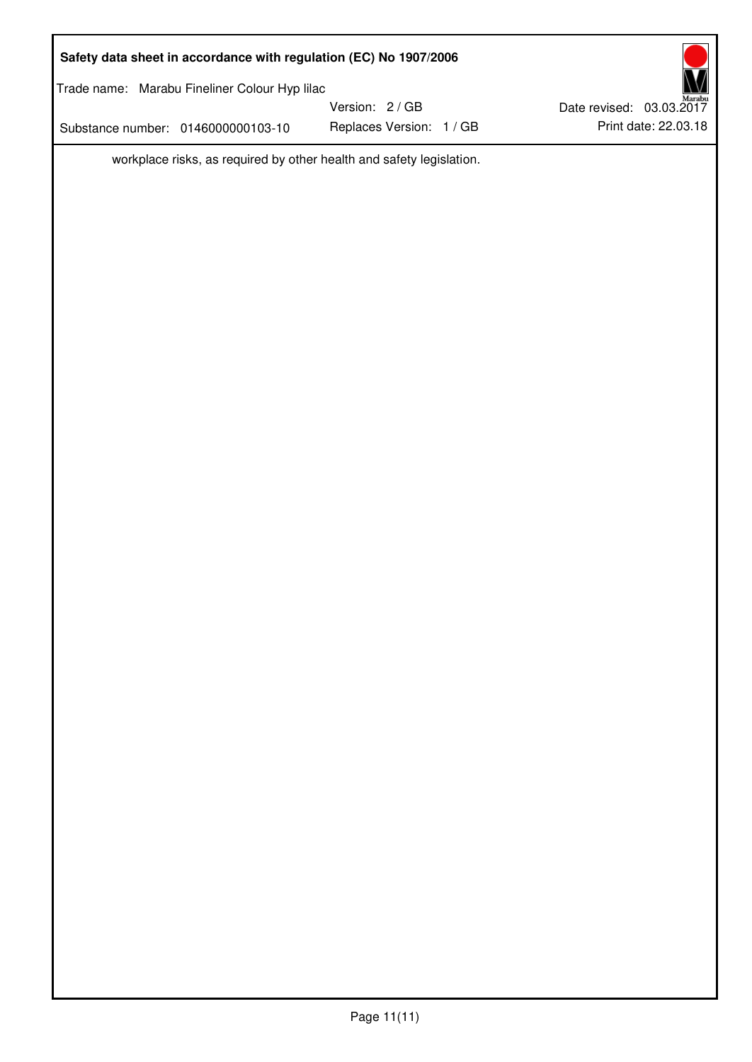workplace risks, as required by other health and safety legislation.